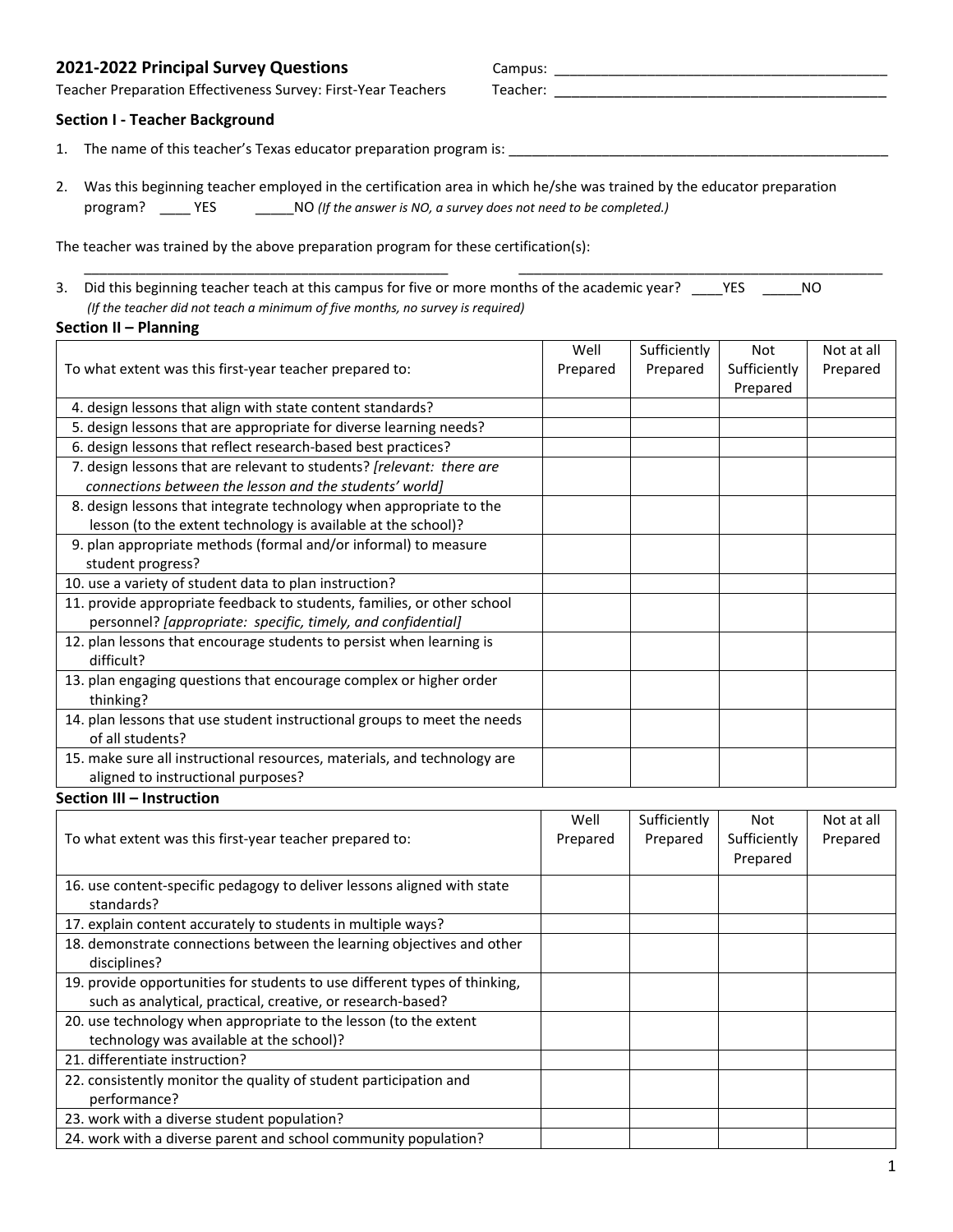## 2021-2022 Principal Survey Questions

Teacher Preparation Effectiveness Survey: First-Year Teachers

Campus: ____________________________________________

Teacher: ____________________________________________

### Section I - Teacher Background

1. The name of this teacher's Texas educator preparation program is: ____________________________________________________

2. Was this beginning teacher employed in the certification area in which he/she was trained by the educator preparation program? ____ YES _____NO *(If the answer is NO, a survey does not need to be completed.)*

The teacher was trained by the above preparation program for these certification(s):

________________________________________________ ________________________________________________

3. Did this beginning teacher teach at this campus for five or more months of the academic year? ____YES _____NO
*(If the teacher did not teach a minimum of five months, no survey is required)*

### Section II – Planning

| To what extent was this first-year teacher prepared to: | Well Prepared | Sufficiently Prepared | Not Sufficiently Prepared | Not at all Prepared |
|---|---|---|---|---|
| 4. design lessons that align with state content standards? | | | | |
| 5. design lessons that are appropriate for diverse learning needs? | | | | |
| 6. design lessons that reflect research-based best practices? | | | | |
| 7. design lessons that are relevant to students? *[relevant: there are connections between the lesson and the students' world]* | | | | |
| 8. design lessons that integrate technology when appropriate to the lesson (to the extent technology is available at the school)? | | | | |
| 9. plan appropriate methods (formal and/or informal) to measure student progress? | | | | |
| 10. use a variety of student data to plan instruction? | | | | |
| 11. provide appropriate feedback to students, families, or other school personnel? *[appropriate: specific, timely, and confidential]* | | | | |
| 12. plan lessons that encourage students to persist when learning is difficult? | | | | |
| 13. plan engaging questions that encourage complex or higher order thinking? | | | | |
| 14. plan lessons that use student instructional groups to meet the needs of all students? | | | | |
| 15. make sure all instructional resources, materials, and technology are aligned to instructional purposes? | | | | |

### Section III – Instruction

| To what extent was this first-year teacher prepared to: | Well Prepared | Sufficiently Prepared | Not Sufficiently Prepared | Not at all Prepared |
|---|---|---|---|---|
| 16. use content-specific pedagogy to deliver lessons aligned with state standards? | | | | |
| 17. explain content accurately to students in multiple ways? | | | | |
| 18. demonstrate connections between the learning objectives and other disciplines? | | | | |
| 19. provide opportunities for students to use different types of thinking, such as analytical, practical, creative, or research-based? | | | | |
| 20. use technology when appropriate to the lesson (to the extent technology was available at the school)? | | | | |
| 21. differentiate instruction? | | | | |
| 22. consistently monitor the quality of student participation and performance? | | | | |
| 23. work with a diverse student population? | | | | |
| 24. work with a diverse parent and school community population? | | | | |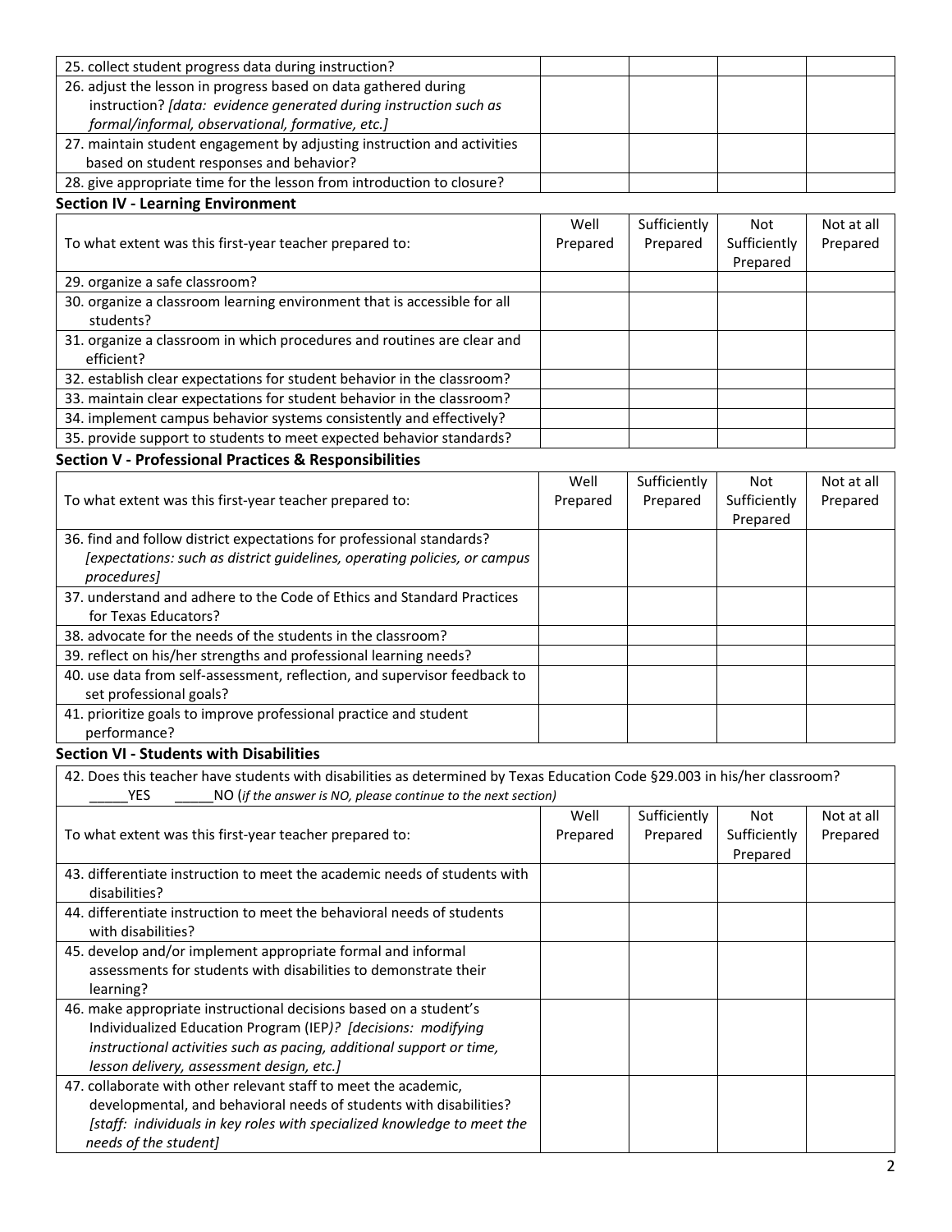| | | | | |
|---|---|---|---|---|
| 25. collect student progress data during instruction? | | | | |
| 26. adjust the lesson in progress based on data gathered during instruction? *[data: evidence generated during instruction such as formal/informal, observational, formative, etc.]* | | | | |
| 27. maintain student engagement by adjusting instruction and activities based on student responses and behavior? | | | | |
| 28. give appropriate time for the lesson from introduction to closure? | | | | |

**Section IV - Learning Environment**

| To what extent was this first-year teacher prepared to: | Well Prepared | Sufficiently Prepared | Not Sufficiently Prepared | Not at all Prepared |
|---|---|---|---|---|
| 29. organize a safe classroom? | | | | |
| 30. organize a classroom learning environment that is accessible for all students? | | | | |
| 31. organize a classroom in which procedures and routines are clear and efficient? | | | | |
| 32. establish clear expectations for student behavior in the classroom? | | | | |
| 33. maintain clear expectations for student behavior in the classroom? | | | | |
| 34. implement campus behavior systems consistently and effectively? | | | | |
| 35. provide support to students to meet expected behavior standards? | | | | |

**Section V - Professional Practices & Responsibilities**

| To what extent was this first-year teacher prepared to: | Well Prepared | Sufficiently Prepared | Not Sufficiently Prepared | Not at all Prepared |
|---|---|---|---|---|
| 36. find and follow district expectations for professional standards? *[expectations: such as district guidelines, operating policies, or campus procedures]* | | | | |
| 37. understand and adhere to the Code of Ethics and Standard Practices for Texas Educators? | | | | |
| 38. advocate for the needs of the students in the classroom? | | | | |
| 39. reflect on his/her strengths and professional learning needs? | | | | |
| 40. use data from self-assessment, reflection, and supervisor feedback to set professional goals? | | | | |
| 41. prioritize goals to improve professional practice and student performance? | | | | |

**Section VI - Students with Disabilities**

42. Does this teacher have students with disabilities as determined by Texas Education Code §29.003 in his/her classroom?
_____YES _____NO (*if the answer is NO, please continue to the next section)*

| To what extent was this first-year teacher prepared to: | Well Prepared | Sufficiently Prepared | Not Sufficiently Prepared | Not at all Prepared |
|---|---|---|---|---|
| 43. differentiate instruction to meet the academic needs of students with disabilities? | | | | |
| 44. differentiate instruction to meet the behavioral needs of students with disabilities? | | | | |
| 45. develop and/or implement appropriate formal and informal assessments for students with disabilities to demonstrate their learning? | | | | |
| 46. make appropriate instructional decisions based on a student's Individualized Education Program (IEP)? *[decisions: modifying instructional activities such as pacing, additional support or time, lesson delivery, assessment design, etc.]* | | | | |
| 47. collaborate with other relevant staff to meet the academic, developmental, and behavioral needs of students with disabilities? *[staff: individuals in key roles with specialized knowledge to meet the needs of the student]* | | | | |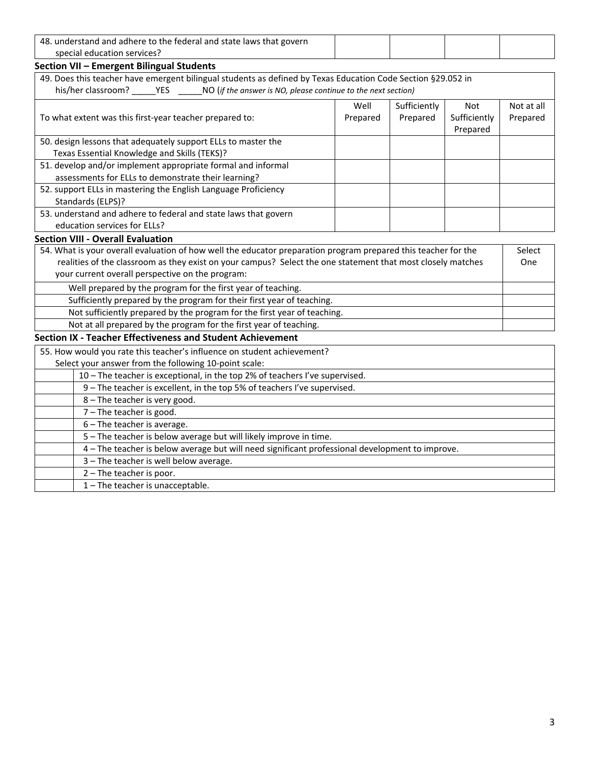| | | | | |
|---|---|---|---|---|
| 48. understand and adhere to the federal and state laws that govern special education services? | | | | |

**Section VII – Emergent Bilingual Students**

49. Does this teacher have emergent bilingual students as defined by Texas Education Code Section §29.052 in his/her classroom? _____YES _____NO (*if the answer is NO, please continue to the next section)*

| To what extent was this first-year teacher prepared to: | Well Prepared | Sufficiently Prepared | Not Sufficiently Prepared | Not at all Prepared |
|---|---|---|---|---|
| 50. design lessons that adequately support ELLs to master the Texas Essential Knowledge and Skills (TEKS)? | | | | |
| 51. develop and/or implement appropriate formal and informal assessments for ELLs to demonstrate their learning? | | | | |
| 52. support ELLs in mastering the English Language Proficiency Standards (ELPS)? | | | | |
| 53. understand and adhere to federal and state laws that govern education services for ELLs? | | | | |

**Section VIII - Overall Evaluation**

| 54. What is your overall evaluation of how well the educator preparation program prepared this teacher for the realities of the classroom as they exist on your campus? Select the one statement that most closely matches your current overall perspective on the program: | Select One |
|---|---|
| Well prepared by the program for the first year of teaching. | |
| Sufficiently prepared by the program for their first year of teaching. | |
| Not sufficiently prepared by the program for the first year of teaching. | |
| Not at all prepared by the program for the first year of teaching. | |

**Section IX - Teacher Effectiveness and Student Achievement**

55. How would you rate this teacher's influence on student achievement? Select your answer from the following 10-point scale:

| | |
|---|---|
| | 10 – The teacher is exceptional, in the top 2% of teachers I've supervised. |
| | 9 – The teacher is excellent, in the top 5% of teachers I've supervised. |
| | 8 – The teacher is very good. |
| | 7 – The teacher is good. |
| | 6 – The teacher is average. |
| | 5 – The teacher is below average but will likely improve in time. |
| | 4 – The teacher is below average but will need significant professional development to improve. |
| | 3 – The teacher is well below average. |
| | 2 – The teacher is poor. |
| | 1 – The teacher is unacceptable. |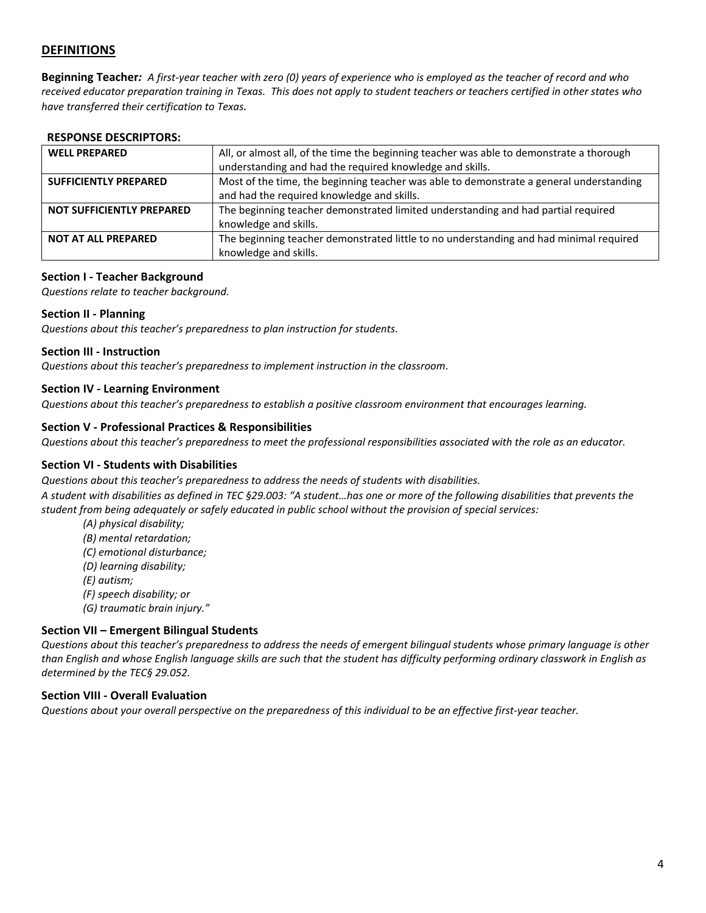## DEFINITIONS

**Beginning Teacher***: A first-year teacher with zero (0) years of experience who is employed as the teacher of record and who received educator preparation training in Texas. This does not apply to student teachers or teachers certified in other states who have transferred their certification to Texas.*

**RESPONSE DESCRIPTORS:**

| | |
|---|---|
| **WELL PREPARED** | All, or almost all, of the time the beginning teacher was able to demonstrate a thorough understanding and had the required knowledge and skills. |
| **SUFFICIENTLY PREPARED** | Most of the time, the beginning teacher was able to demonstrate a general understanding and had the required knowledge and skills. |
| **NOT SUFFICIENTLY PREPARED** | The beginning teacher demonstrated limited understanding and had partial required knowledge and skills. |
| **NOT AT ALL PREPARED** | The beginning teacher demonstrated little to no understanding and had minimal required knowledge and skills. |

### Section I - Teacher Background

*Questions relate to teacher background.*

### Section II - Planning

*Questions about this teacher's preparedness to plan instruction for students.*

### Section III - Instruction

*Questions about this teacher's preparedness to implement instruction in the classroom.*

### Section IV - Learning Environment

*Questions about this teacher's preparedness to establish a positive classroom environment that encourages learning.*

### Section V - Professional Practices & Responsibilities

*Questions about this teacher's preparedness to meet the professional responsibilities associated with the role as an educator.*

### Section VI - Students with Disabilities

*Questions about this teacher's preparedness to address the needs of students with disabilities.*

*A student with disabilities as defined in TEC §29.003: "A student…has one or more of the following disabilities that prevents the student from being adequately or safely educated in public school without the provision of special services:*

*(A) physical disability;*
*(B) mental retardation;*
*(C) emotional disturbance;*
*(D) learning disability;*
*(E) autism;*
*(F) speech disability; or*
*(G) traumatic brain injury."*

### Section VII – Emergent Bilingual Students

*Questions about this teacher's preparedness to address the needs of emergent bilingual students whose primary language is other than English and whose English language skills are such that the student has difficulty performing ordinary classwork in English as determined by the TEC§ 29.052.*

### Section VIII - Overall Evaluation

*Questions about your overall perspective on the preparedness of this individual to be an effective first-year teacher.*